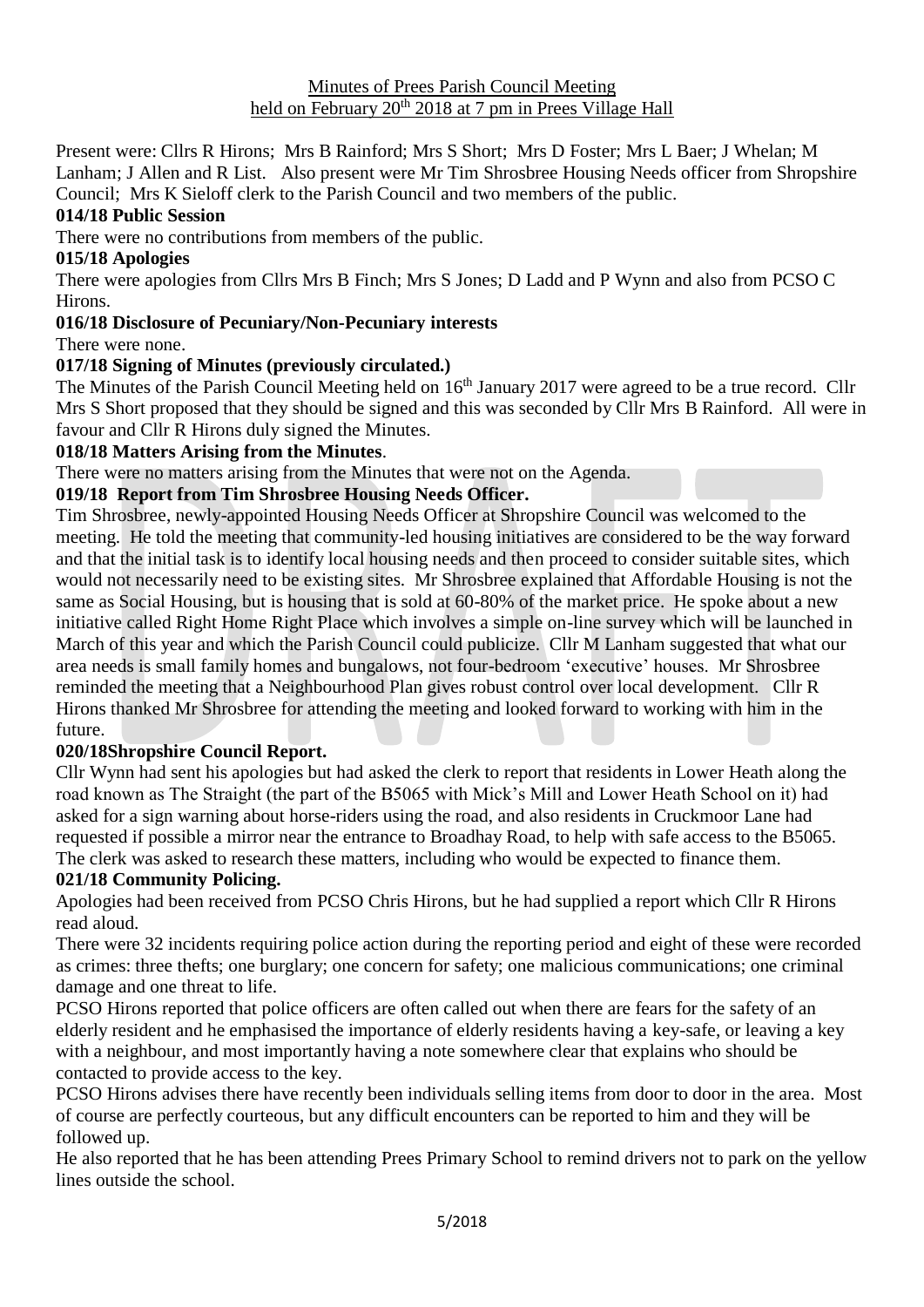Minutes of Prees Parish Council Meeting
held on February 20th 2018 at 7 pm in Prees Village Hall

Present were: Cllrs R Hirons; Mrs B Rainford; Mrs S Short; Mrs D Foster; Mrs L Baer; J Whelan; M Lanham; J Allen and R List. Also present were Mr Tim Shrosbree Housing Needs officer from Shropshire Council; Mrs K Sieloff clerk to the Parish Council and two members of the public.

**014/18 Public Session**

There were no contributions from members of the public.

**015/18 Apologies**

There were apologies from Cllrs Mrs B Finch; Mrs S Jones; D Ladd and P Wynn and also from PCSO C Hirons.

**016/18 Disclosure of Pecuniary/Non-Pecuniary interests**

There were none.

**017/18 Signing of Minutes (previously circulated.)**

The Minutes of the Parish Council Meeting held on 16th January 2017 were agreed to be a true record. Cllr Mrs S Short proposed that they should be signed and this was seconded by Cllr Mrs B Rainford. All were in favour and Cllr R Hirons duly signed the Minutes.

**018/18 Matters Arising from the Minutes**.

There were no matters arising from the Minutes that were not on the Agenda.

**019/18 Report from Tim Shrosbree Housing Needs Officer.**

Tim Shrosbree, newly-appointed Housing Needs Officer at Shropshire Council was welcomed to the meeting. He told the meeting that community-led housing initiatives are considered to be the way forward and that the initial task is to identify local housing needs and then proceed to consider suitable sites, which would not necessarily need to be existing sites. Mr Shrosbree explained that Affordable Housing is not the same as Social Housing, but is housing that is sold at 60-80% of the market price. He spoke about a new initiative called Right Home Right Place which involves a simple on-line survey which will be launched in March of this year and which the Parish Council could publicize. Cllr M Lanham suggested that what our area needs is small family homes and bungalows, not four-bedroom 'executive' houses. Mr Shrosbree reminded the meeting that a Neighbourhood Plan gives robust control over local development. Cllr R Hirons thanked Mr Shrosbree for attending the meeting and looked forward to working with him in the future.

**020/18Shropshire Council Report.**

Cllr Wynn had sent his apologies but had asked the clerk to report that residents in Lower Heath along the road known as The Straight (the part of the B5065 with Mick's Mill and Lower Heath School on it) had asked for a sign warning about horse-riders using the road, and also residents in Cruckmoor Lane had requested if possible a mirror near the entrance to Broadhay Road, to help with safe access to the B5065. The clerk was asked to research these matters, including who would be expected to finance them.

**021/18 Community Policing.**

Apologies had been received from PCSO Chris Hirons, but he had supplied a report which Cllr R Hirons read aloud.

There were 32 incidents requiring police action during the reporting period and eight of these were recorded as crimes: three thefts; one burglary; one concern for safety; one malicious communications; one criminal damage and one threat to life.

PCSO Hirons reported that police officers are often called out when there are fears for the safety of an elderly resident and he emphasised the importance of elderly residents having a key-safe, or leaving a key with a neighbour, and most importantly having a note somewhere clear that explains who should be contacted to provide access to the key.

PCSO Hirons advises there have recently been individuals selling items from door to door in the area. Most of course are perfectly courteous, but any difficult encounters can be reported to him and they will be followed up.

He also reported that he has been attending Prees Primary School to remind drivers not to park on the yellow lines outside the school.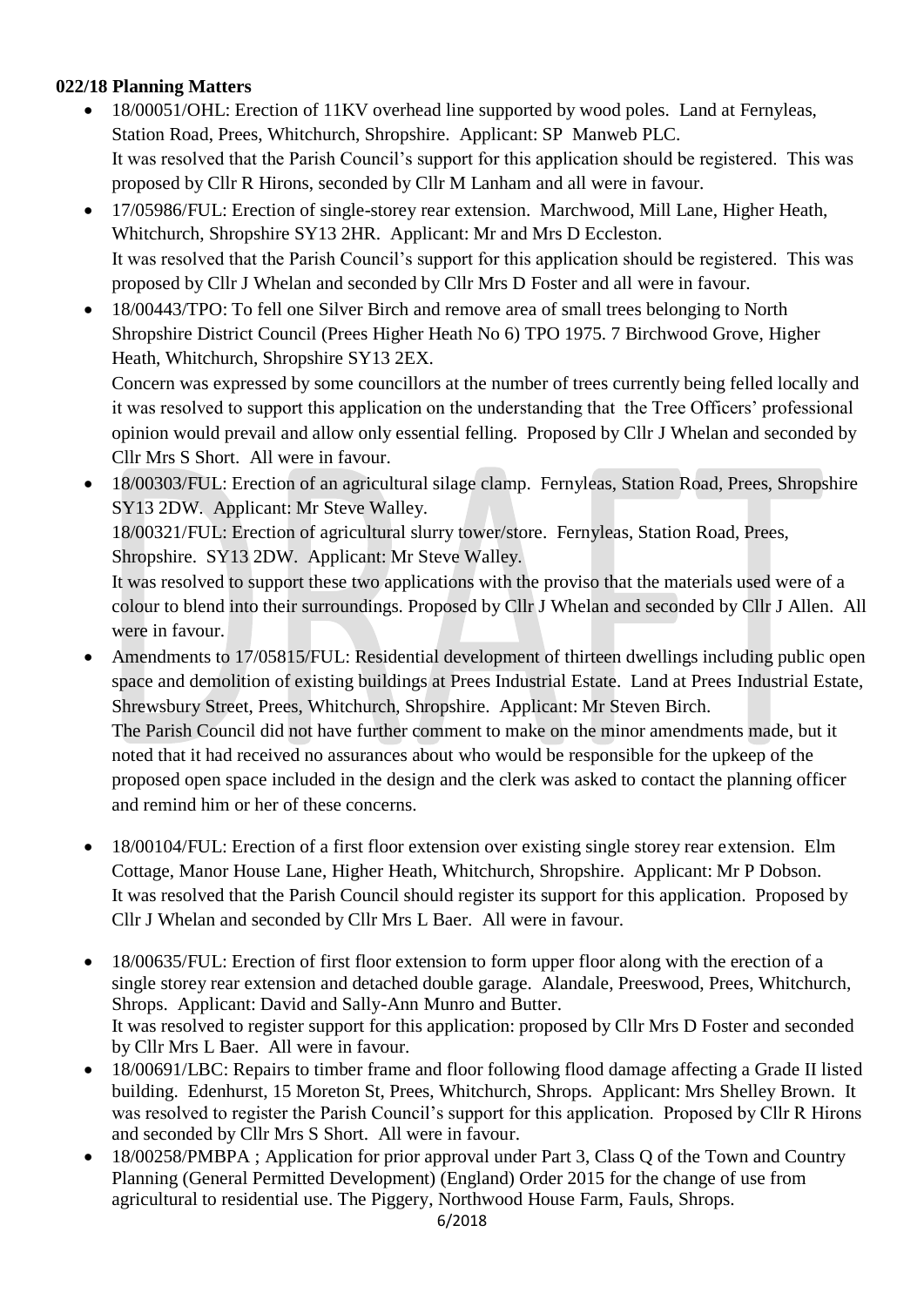**022/18 Planning Matters**

- 18/00051/OHL: Erection of 11KV overhead line supported by wood poles. Land at Fernyleas, Station Road, Prees, Whitchurch, Shropshire. Applicant: SP Manweb PLC.
  It was resolved that the Parish Council's support for this application should be registered. This was proposed by Cllr R Hirons, seconded by Cllr M Lanham and all were in favour.
- 17/05986/FUL: Erection of single-storey rear extension. Marchwood, Mill Lane, Higher Heath, Whitchurch, Shropshire SY13 2HR. Applicant: Mr and Mrs D Eccleston.
  It was resolved that the Parish Council's support for this application should be registered. This was proposed by Cllr J Whelan and seconded by Cllr Mrs D Foster and all were in favour.
- 18/00443/TPO: To fell one Silver Birch and remove area of small trees belonging to North Shropshire District Council (Prees Higher Heath No 6) TPO 1975. 7 Birchwood Grove, Higher Heath, Whitchurch, Shropshire SY13 2EX.
  Concern was expressed by some councillors at the number of trees currently being felled locally and it was resolved to support this application on the understanding that the Tree Officers' professional opinion would prevail and allow only essential felling. Proposed by Cllr J Whelan and seconded by Cllr Mrs S Short. All were in favour.
- 18/00303/FUL: Erection of an agricultural silage clamp. Fernyleas, Station Road, Prees, Shropshire SY13 2DW. Applicant: Mr Steve Walley.
  18/00321/FUL: Erection of agricultural slurry tower/store. Fernyleas, Station Road, Prees, Shropshire. SY13 2DW. Applicant: Mr Steve Walley.
  It was resolved to support these two applications with the proviso that the materials used were of a colour to blend into their surroundings. Proposed by Cllr J Whelan and seconded by Cllr J Allen. All were in favour.
- Amendments to 17/05815/FUL: Residential development of thirteen dwellings including public open space and demolition of existing buildings at Prees Industrial Estate. Land at Prees Industrial Estate, Shrewsbury Street, Prees, Whitchurch, Shropshire. Applicant: Mr Steven Birch.
  The Parish Council did not have further comment to make on the minor amendments made, but it noted that it had received no assurances about who would be responsible for the upkeep of the proposed open space included in the design and the clerk was asked to contact the planning officer and remind him or her of these concerns.
- 18/00104/FUL: Erection of a first floor extension over existing single storey rear extension. Elm Cottage, Manor House Lane, Higher Heath, Whitchurch, Shropshire. Applicant: Mr P Dobson.
  It was resolved that the Parish Council should register its support for this application. Proposed by Cllr J Whelan and seconded by Cllr Mrs L Baer. All were in favour.
- 18/00635/FUL: Erection of first floor extension to form upper floor along with the erection of a single storey rear extension and detached double garage. Alandale, Preeswood, Prees, Whitchurch, Shrops. Applicant: David and Sally-Ann Munro and Butter.
  It was resolved to register support for this application: proposed by Cllr Mrs D Foster and seconded by Cllr Mrs L Baer. All were in favour.
- 18/00691/LBC: Repairs to timber frame and floor following flood damage affecting a Grade II listed building. Edenhurst, 15 Moreton St, Prees, Whitchurch, Shrops. Applicant: Mrs Shelley Brown. It was resolved to register the Parish Council's support for this application. Proposed by Cllr R Hirons and seconded by Cllr Mrs S Short. All were in favour.
- 18/00258/PMBPA ; Application for prior approval under Part 3, Class Q of the Town and Country Planning (General Permitted Development) (England) Order 2015 for the change of use from agricultural to residential use. The Piggery, Northwood House Farm, Fauls, Shrops.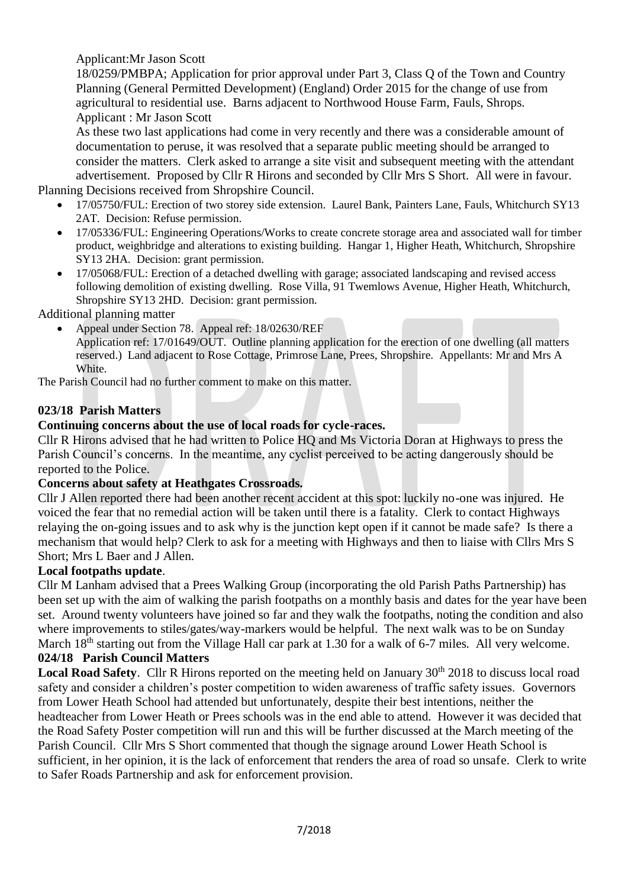Applicant:Mr Jason Scott

18/0259/PMBPA; Application for prior approval under Part 3, Class Q of the Town and Country Planning (General Permitted Development) (England) Order 2015 for the change of use from agricultural to residential use. Barns adjacent to Northwood House Farm, Fauls, Shrops. Applicant : Mr Jason Scott

As these two last applications had come in very recently and there was a considerable amount of documentation to peruse, it was resolved that a separate public meeting should be arranged to consider the matters. Clerk asked to arrange a site visit and subsequent meeting with the attendant advertisement. Proposed by Cllr R Hirons and seconded by Cllr Mrs S Short. All were in favour.

Planning Decisions received from Shropshire Council.

- 17/05750/FUL: Erection of two storey side extension. Laurel Bank, Painters Lane, Fauls, Whitchurch SY13 2AT. Decision: Refuse permission.
- 17/05336/FUL: Engineering Operations/Works to create concrete storage area and associated wall for timber product, weighbridge and alterations to existing building. Hangar 1, Higher Heath, Whitchurch, Shropshire SY13 2HA. Decision: grant permission.
- 17/05068/FUL: Erection of a detached dwelling with garage; associated landscaping and revised access following demolition of existing dwelling. Rose Villa, 91 Twemlows Avenue, Higher Heath, Whitchurch, Shropshire SY13 2HD. Decision: grant permission.

Additional planning matter

- Appeal under Section 78. Appeal ref: 18/02630/REF
  Application ref: 17/01649/OUT. Outline planning application for the erection of one dwelling (all matters reserved.) Land adjacent to Rose Cottage, Primrose Lane, Prees, Shropshire. Appellants: Mr and Mrs A White.

The Parish Council had no further comment to make on this matter.

## 023/18 Parish Matters

**Continuing concerns about the use of local roads for cycle-races.**

Cllr R Hirons advised that he had written to Police HQ and Ms Victoria Doran at Highways to press the Parish Council's concerns. In the meantime, any cyclist perceived to be acting dangerously should be reported to the Police.

**Concerns about safety at Heathgates Crossroads.**

Cllr J Allen reported there had been another recent accident at this spot: luckily no-one was injured. He voiced the fear that no remedial action will be taken until there is a fatality. Clerk to contact Highways relaying the on-going issues and to ask why is the junction kept open if it cannot be made safe? Is there a mechanism that would help? Clerk to ask for a meeting with Highways and then to liaise with Cllrs Mrs S Short; Mrs L Baer and J Allen.

**Local footpaths update**.

Cllr M Lanham advised that a Prees Walking Group (incorporating the old Parish Paths Partnership) has been set up with the aim of walking the parish footpaths on a monthly basis and dates for the year have been set. Around twenty volunteers have joined so far and they walk the footpaths, noting the condition and also where improvements to stiles/gates/way-markers would be helpful. The next walk was to be on Sunday March 18th starting out from the Village Hall car park at 1.30 for a walk of 6-7 miles. All very welcome.

## 024/18 Parish Council Matters

**Local Road Safety**. Cllr R Hirons reported on the meeting held on January 30th 2018 to discuss local road safety and consider a children's poster competition to widen awareness of traffic safety issues. Governors from Lower Heath School had attended but unfortunately, despite their best intentions, neither the headteacher from Lower Heath or Prees schools was in the end able to attend. However it was decided that the Road Safety Poster competition will run and this will be further discussed at the March meeting of the Parish Council. Cllr Mrs S Short commented that though the signage around Lower Heath School is sufficient, in her opinion, it is the lack of enforcement that renders the area of road so unsafe. Clerk to write to Safer Roads Partnership and ask for enforcement provision.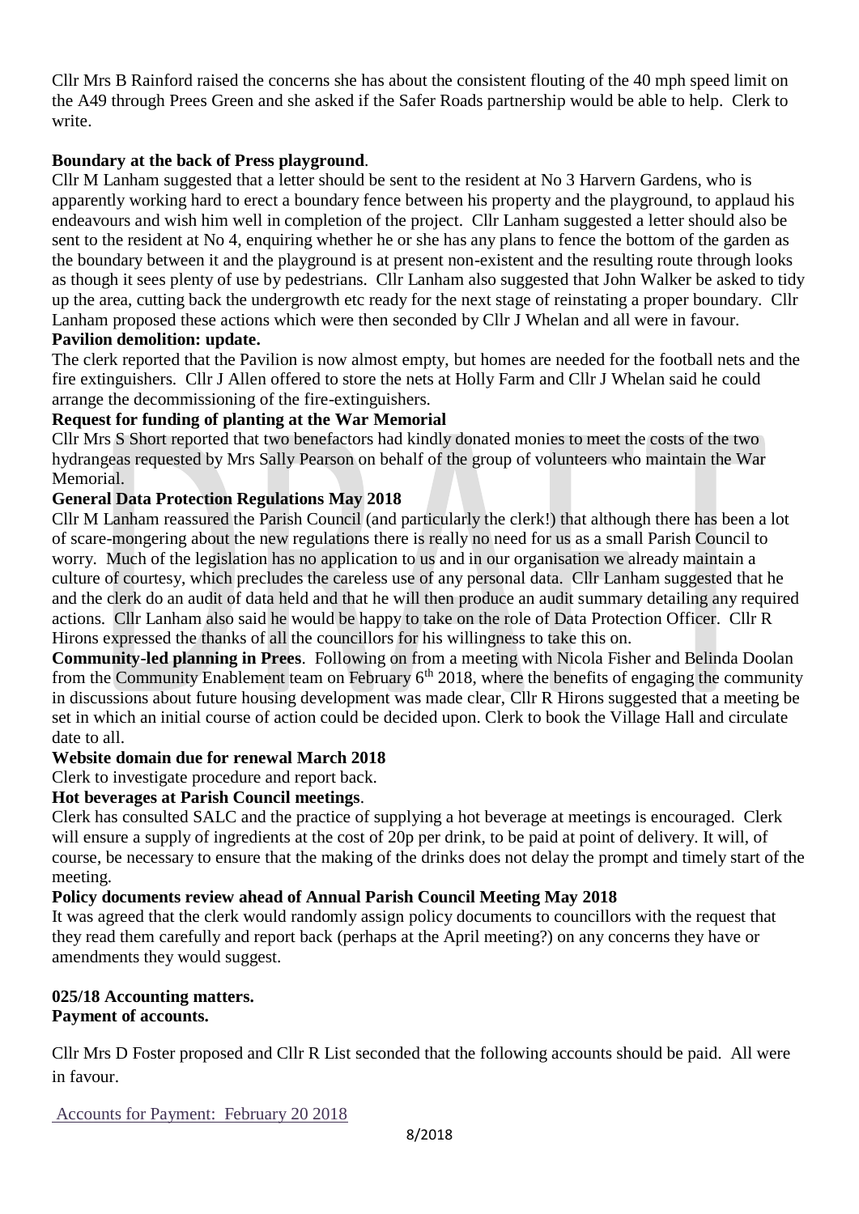Cllr Mrs B Rainford raised the concerns she has about the consistent flouting of the 40 mph speed limit on the A49 through Prees Green and she asked if the Safer Roads partnership would be able to help. Clerk to write.

**Boundary at the back of Press playground**.

Cllr M Lanham suggested that a letter should be sent to the resident at No 3 Harvern Gardens, who is apparently working hard to erect a boundary fence between his property and the playground, to applaud his endeavours and wish him well in completion of the project. Cllr Lanham suggested a letter should also be sent to the resident at No 4, enquiring whether he or she has any plans to fence the bottom of the garden as the boundary between it and the playground is at present non-existent and the resulting route through looks as though it sees plenty of use by pedestrians. Cllr Lanham also suggested that John Walker be asked to tidy up the area, cutting back the undergrowth etc ready for the next stage of reinstating a proper boundary. Cllr Lanham proposed these actions which were then seconded by Cllr J Whelan and all were in favour.

**Pavilion demolition: update.**

The clerk reported that the Pavilion is now almost empty, but homes are needed for the football nets and the fire extinguishers. Cllr J Allen offered to store the nets at Holly Farm and Cllr J Whelan said he could arrange the decommissioning of the fire-extinguishers.

**Request for funding of planting at the War Memorial**

Cllr Mrs S Short reported that two benefactors had kindly donated monies to meet the costs of the two hydrangeas requested by Mrs Sally Pearson on behalf of the group of volunteers who maintain the War Memorial.

**General Data Protection Regulations May 2018**

Cllr M Lanham reassured the Parish Council (and particularly the clerk!) that although there has been a lot of scare-mongering about the new regulations there is really no need for us as a small Parish Council to worry. Much of the legislation has no application to us and in our organisation we already maintain a culture of courtesy, which precludes the careless use of any personal data. Cllr Lanham suggested that he and the clerk do an audit of data held and that he will then produce an audit summary detailing any required actions. Cllr Lanham also said he would be happy to take on the role of Data Protection Officer. Cllr R Hirons expressed the thanks of all the councillors for his willingness to take this on.

**Community-led planning in Prees**. Following on from a meeting with Nicola Fisher and Belinda Doolan from the Community Enablement team on February 6th 2018, where the benefits of engaging the community in discussions about future housing development was made clear, Cllr R Hirons suggested that a meeting be set in which an initial course of action could be decided upon. Clerk to book the Village Hall and circulate date to all.

**Website domain due for renewal March 2018**

Clerk to investigate procedure and report back.

**Hot beverages at Parish Council meetings**.

Clerk has consulted SALC and the practice of supplying a hot beverage at meetings is encouraged. Clerk will ensure a supply of ingredients at the cost of 20p per drink, to be paid at point of delivery. It will, of course, be necessary to ensure that the making of the drinks does not delay the prompt and timely start of the meeting.

**Policy documents review ahead of Annual Parish Council Meeting May 2018**

It was agreed that the clerk would randomly assign policy documents to councillors with the request that they read them carefully and report back (perhaps at the April meeting?) on any concerns they have or amendments they would suggest.

**025/18 Accounting matters.**
**Payment of accounts.**

Cllr Mrs D Foster proposed and Cllr R List seconded that the following accounts should be paid. All were in favour.

Accounts for Payment: February 20 2018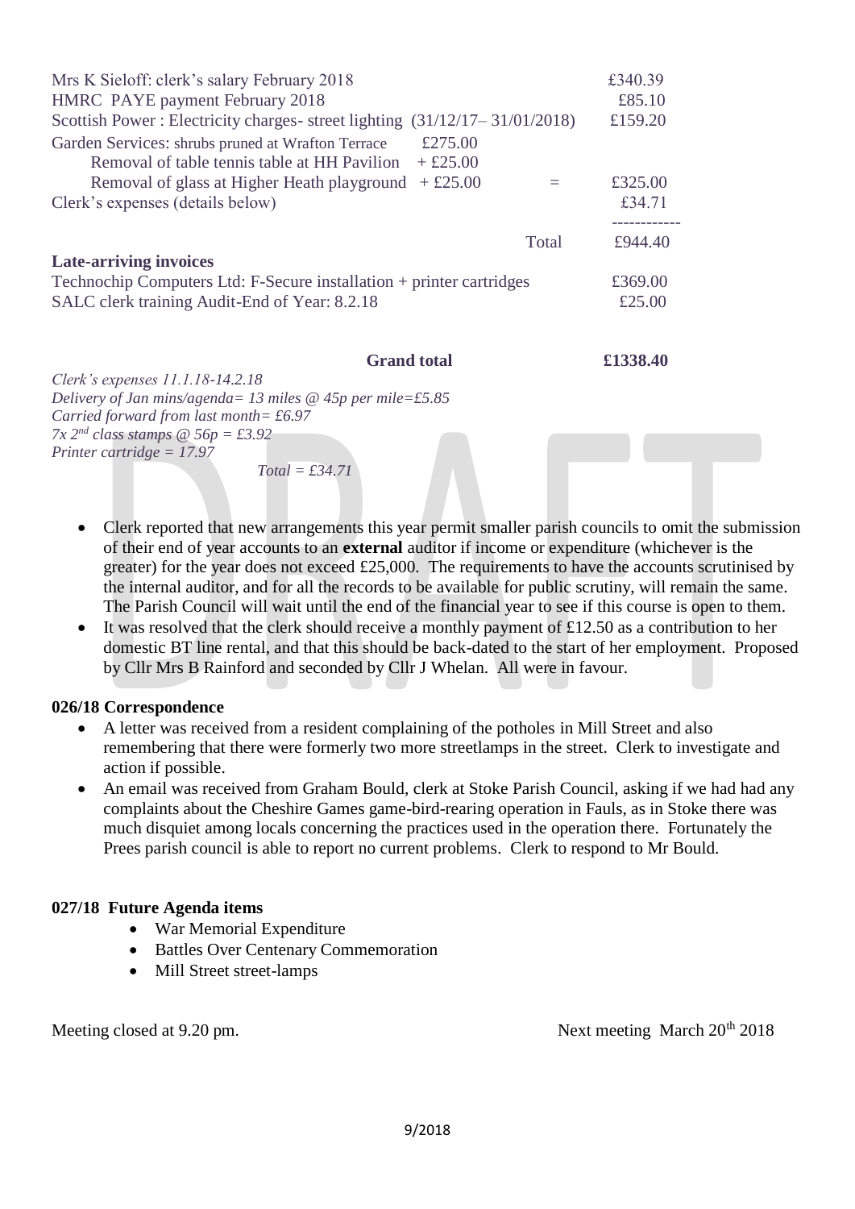| | | | |
|---|---|---|---|
| Mrs K Sieloff: clerk's salary February 2018 | | | £340.39 |
| HMRC PAYE payment February 2018 | | | £85.10 |
| Scottish Power : Electricity charges- street lighting (31/12/17– 31/01/2018) | | | £159.20 |
| Garden Services: shrubs pruned at Wrafton Terrace | £275.00 | | |
| Removal of table tennis table at HH Pavilion | + £25.00 | | |
| Removal of glass at Higher Heath playground | + £25.00 | = | £325.00 |
| Clerk's expenses (details below) | | | £34.71 |
| | | Total | £944.40 |

**Late-arriving invoices**

| | |
|---|---|
| Technochip Computers Ltd: F-Secure installation + printer cartridges | £369.00 |
| SALC clerk training Audit-End of Year: 8.2.18 | £25.00 |
| **Grand total** | **£1338.40** |

*Clerk's expenses 11.1.18-14.2.18*
*Delivery of Jan mins/agenda= 13 miles @ 45p per mile=£5.85*
*Carried forward from last month= £6.97*
*7x 2nd class stamps @ 56p = £3.92*
*Printer cartridge = 17.97*
*Total = £34.71*

- Clerk reported that new arrangements this year permit smaller parish councils to omit the submission of their end of year accounts to an **external** auditor if income or expenditure (whichever is the greater) for the year does not exceed £25,000. The requirements to have the accounts scrutinised by the internal auditor, and for all the records to be available for public scrutiny, will remain the same. The Parish Council will wait until the end of the financial year to see if this course is open to them.
- It was resolved that the clerk should receive a monthly payment of £12.50 as a contribution to her domestic BT line rental, and that this should be back-dated to the start of her employment. Proposed by Cllr Mrs B Rainford and seconded by Cllr J Whelan. All were in favour.

**026/18 Correspondence**

- A letter was received from a resident complaining of the potholes in Mill Street and also remembering that there were formerly two more streetlamps in the street. Clerk to investigate and action if possible.
- An email was received from Graham Bould, clerk at Stoke Parish Council, asking if we had had any complaints about the Cheshire Games game-bird-rearing operation in Fauls, as in Stoke there was much disquiet among locals concerning the practices used in the operation there. Fortunately the Prees parish council is able to report no current problems. Clerk to respond to Mr Bould.

**027/18 Future Agenda items**

- War Memorial Expenditure
- Battles Over Centenary Commemoration
- Mill Street street-lamps

Meeting closed at 9.20 pm.

Next meeting March 20th 2018